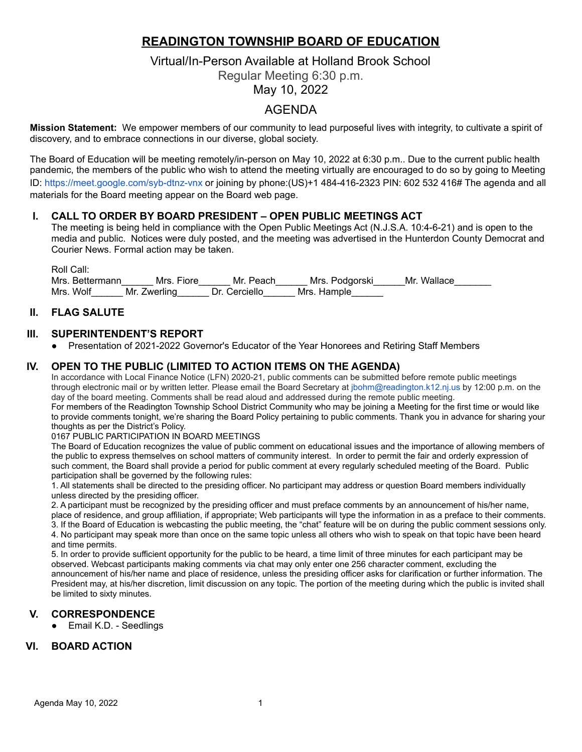# READINGTON TOWNSHIP BOARD OF EDUCATION

Virtual/In-Person Available at Holland Brook School

Regular Meeting 6:30 p.m.

May 10, 2022

AGENDA

**Mission Statement:** We empower members of our community to lead purposeful lives with integrity, to cultivate a spirit of discovery, and to embrace connections in our diverse, global society.

The Board of Education will be meeting remotely/in-person on May 10, 2022 at 6:30 p.m.. Due to the current public health pandemic, the members of the public who wish to attend the meeting virtually are encouraged to do so by going to Meeting ID: https://meet.google.com/syb-dtnz-vnx or joining by phone:(US)+1 484-416-2323 PIN: 602 532 416# The agenda and all materials for the Board meeting appear on the Board web page.

## I. CALL TO ORDER BY BOARD PRESIDENT – OPEN PUBLIC MEETINGS ACT

The meeting is being held in compliance with the Open Public Meetings Act (N.J.S.A. 10:4-6-21) and is open to the media and public. Notices were duly posted, and the meeting was advertised in the Hunterdon County Democrat and Courier News. Formal action may be taken.

Roll Call:
Mrs. Bettermann______ Mrs. Fiore______ Mr. Peach______ Mrs. Podgorski______Mr. Wallace_______
Mrs. Wolf______ Mr. Zwerling______ Dr. Cerciello______ Mrs. Hample______

## II. FLAG SALUTE

## III. SUPERINTENDENT'S REPORT

- Presentation of 2021-2022 Governor's Educator of the Year Honorees and Retiring Staff Members

## IV. OPEN TO THE PUBLIC (LIMITED TO ACTION ITEMS ON THE AGENDA)

In accordance with Local Finance Notice (LFN) 2020-21, public comments can be submitted before remote public meetings through electronic mail or by written letter. Please email the Board Secretary at jbohm@readington.k12.nj.us by 12:00 p.m. on the day of the board meeting. Comments shall be read aloud and addressed during the remote public meeting.

For members of the Readington Township School District Community who may be joining a Meeting for the first time or would like to provide comments tonight, we're sharing the Board Policy pertaining to public comments. Thank you in advance for sharing your thoughts as per the District's Policy.

0167 PUBLIC PARTICIPATION IN BOARD MEETINGS

The Board of Education recognizes the value of public comment on educational issues and the importance of allowing members of the public to express themselves on school matters of community interest. In order to permit the fair and orderly expression of such comment, the Board shall provide a period for public comment at every regularly scheduled meeting of the Board. Public participation shall be governed by the following rules:

1. All statements shall be directed to the presiding officer. No participant may address or question Board members individually unless directed by the presiding officer.
2. A participant must be recognized by the presiding officer and must preface comments by an announcement of his/her name, place of residence, and group affiliation, if appropriate; Web participants will type the information in as a preface to their comments.
3. If the Board of Education is webcasting the public meeting, the "chat" feature will be on during the public comment sessions only.
4. No participant may speak more than once on the same topic unless all others who wish to speak on that topic have been heard and time permits.
5. In order to provide sufficient opportunity for the public to be heard, a time limit of three minutes for each participant may be observed. Webcast participants making comments via chat may only enter one 256 character comment, excluding the announcement of his/her name and place of residence, unless the presiding officer asks for clarification or further information. The President may, at his/her discretion, limit discussion on any topic. The portion of the meeting during which the public is invited shall be limited to sixty minutes.

## V. CORRESPONDENCE

- Email K.D. - Seedlings

## VI. BOARD ACTION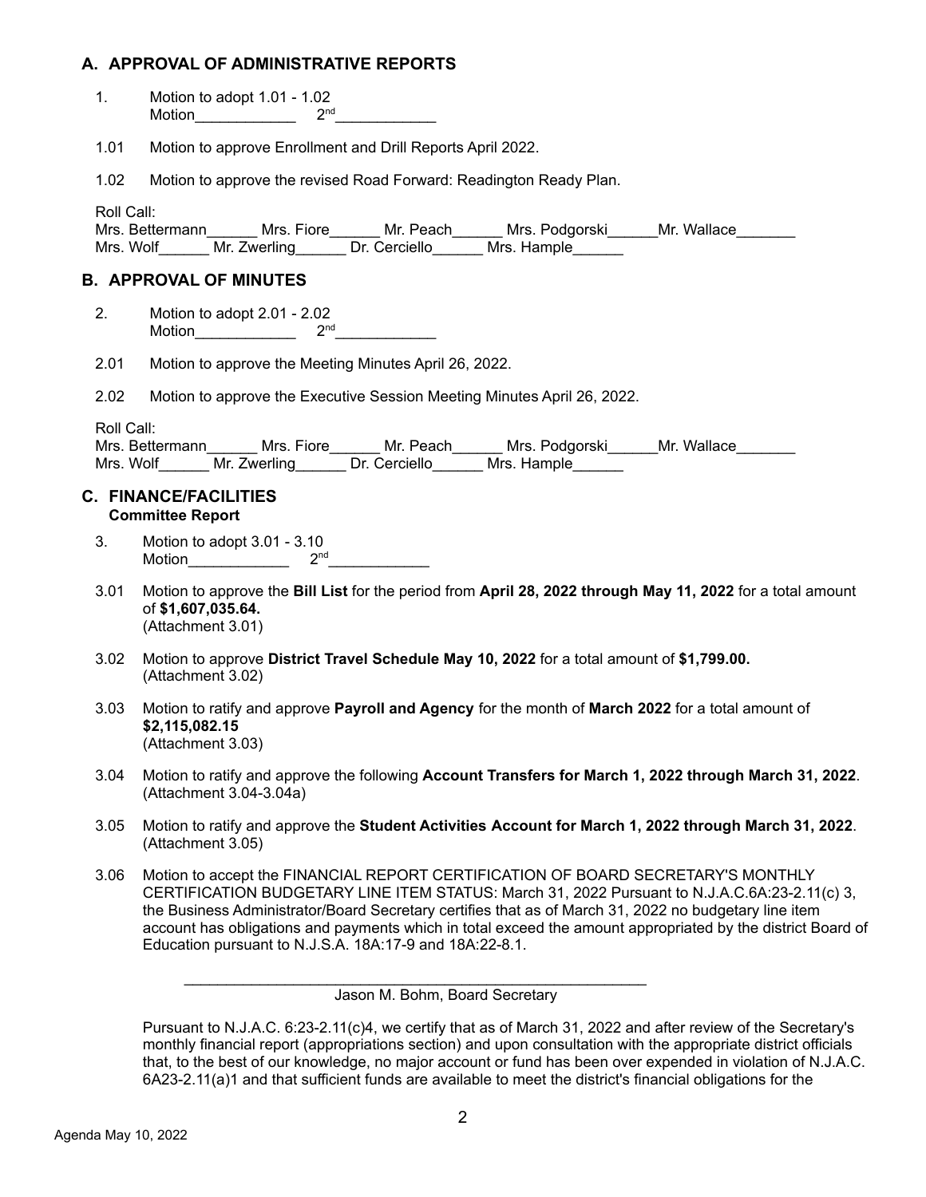## A. APPROVAL OF ADMINISTRATIVE REPORTS

1. Motion to adopt 1.01 - 1.02
   Motion____________ 2nd____________

1.01 Motion to approve Enrollment and Drill Reports April 2022.

1.02 Motion to approve the revised Road Forward: Readington Ready Plan.

Roll Call:
Mrs. Bettermann______ Mrs. Fiore______ Mr. Peach______ Mrs. Podgorski______Mr. Wallace_______
Mrs. Wolf______ Mr. Zwerling______ Dr. Cerciello______ Mrs. Hample______

## B. APPROVAL OF MINUTES

2. Motion to adopt 2.01 - 2.02
   Motion____________ 2nd____________

2.01 Motion to approve the Meeting Minutes April 26, 2022.

2.02 Motion to approve the Executive Session Meeting Minutes April 26, 2022.

Roll Call:
Mrs. Bettermann______ Mrs. Fiore______ Mr. Peach______ Mrs. Podgorski______Mr. Wallace_______
Mrs. Wolf______ Mr. Zwerling______ Dr. Cerciello______ Mrs. Hample______

## C. FINANCE/FACILITIES

**Committee Report**

3. Motion to adopt 3.01 - 3.10
   Motion____________ 2nd____________

3.01 Motion to approve the **Bill List** for the period from **April 28, 2022 through May 11, 2022** for a total amount of **$1,607,035.64.**
(Attachment 3.01)

3.02 Motion to approve **District Travel Schedule May 10, 2022** for a total amount of **$1,799.00.**
(Attachment 3.02)

3.03 Motion to ratify and approve **Payroll and Agency** for the month of **March 2022** for a total amount of **$2,115,082.15**
(Attachment 3.03)

3.04 Motion to ratify and approve the following **Account Transfers for March 1, 2022 through March 31, 2022**.
(Attachment 3.04-3.04a)

3.05 Motion to ratify and approve the **Student Activities Account for March 1, 2022 through March 31, 2022**.
(Attachment 3.05)

3.06 Motion to accept the FINANCIAL REPORT CERTIFICATION OF BOARD SECRETARY'S MONTHLY CERTIFICATION BUDGETARY LINE ITEM STATUS: March 31, 2022 Pursuant to N.J.A.C.6A:23-2.11(c) 3, the Business Administrator/Board Secretary certifies that as of March 31, 2022 no budgetary line item account has obligations and payments which in total exceed the amount appropriated by the district Board of Education pursuant to N.J.S.A. 18A:17-9 and 18A:22-8.1.

__________________________________________________________
Jason M. Bohm, Board Secretary

Pursuant to N.J.A.C. 6:23-2.11(c)4, we certify that as of March 31, 2022 and after review of the Secretary's monthly financial report (appropriations section) and upon consultation with the appropriate district officials that, to the best of our knowledge, no major account or fund has been over expended in violation of N.J.A.C. 6A23-2.11(a)1 and that sufficient funds are available to meet the district's financial obligations for the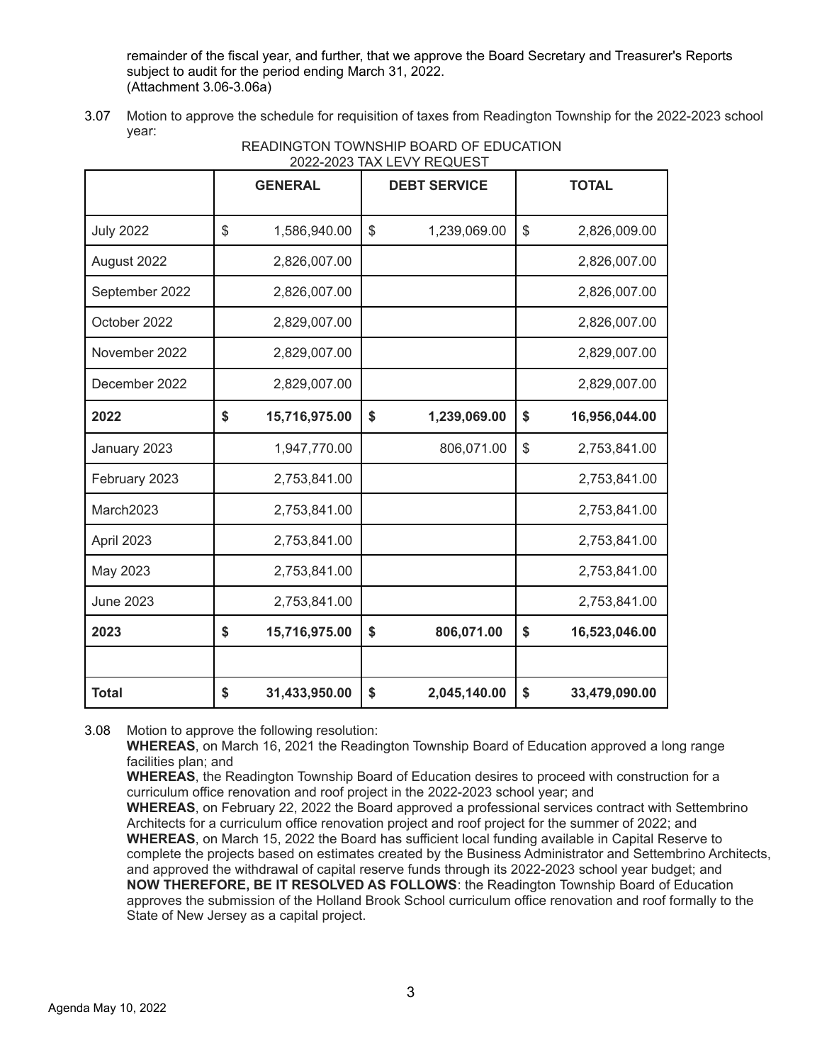remainder of the fiscal year, and further, that we approve the Board Secretary and Treasurer's Reports subject to audit for the period ending March 31, 2022.
(Attachment 3.06-3.06a)

3.07 Motion to approve the schedule for requisition of taxes from Readington Township for the 2022-2023 school year:

READINGTON TOWNSHIP BOARD OF EDUCATION
2022-2023 TAX LEVY REQUEST

| | GENERAL | DEBT SERVICE | TOTAL |
|---|---|---|---|
| July 2022 | $ 1,586,940.00 | $ 1,239,069.00 | $ 2,826,009.00 |
| August 2022 | 2,826,007.00 | | 2,826,007.00 |
| September 2022 | 2,826,007.00 | | 2,826,007.00 |
| October 2022 | 2,829,007.00 | | 2,826,007.00 |
| November 2022 | 2,829,007.00 | | 2,829,007.00 |
| December 2022 | 2,829,007.00 | | 2,829,007.00 |
| **2022** | **$ 15,716,975.00** | **$ 1,239,069.00** | **$ 16,956,044.00** |
| January 2023 | 1,947,770.00 | 806,071.00 | $ 2,753,841.00 |
| February 2023 | 2,753,841.00 | | 2,753,841.00 |
| March2023 | 2,753,841.00 | | 2,753,841.00 |
| April 2023 | 2,753,841.00 | | 2,753,841.00 |
| May 2023 | 2,753,841.00 | | 2,753,841.00 |
| June 2023 | 2,753,841.00 | | 2,753,841.00 |
| **2023** | **$ 15,716,975.00** | **$ 806,071.00** | **$ 16,523,046.00** |
| | | | |
| **Total** | **$ 31,433,950.00** | **$ 2,045,140.00** | **$ 33,479,090.00** |

3.08 Motion to approve the following resolution:
**WHEREAS**, on March 16, 2021 the Readington Township Board of Education approved a long range facilities plan; and
**WHEREAS**, the Readington Township Board of Education desires to proceed with construction for a curriculum office renovation and roof project in the 2022-2023 school year; and
**WHEREAS**, on February 22, 2022 the Board approved a professional services contract with Settembrino Architects for a curriculum office renovation project and roof project for the summer of 2022; and
**WHEREAS**, on March 15, 2022 the Board has sufficient local funding available in Capital Reserve to complete the projects based on estimates created by the Business Administrator and Settembrino Architects, and approved the withdrawal of capital reserve funds through its 2022-2023 school year budget; and
**NOW THEREFORE, BE IT RESOLVED AS FOLLOWS**: the Readington Township Board of Education approves the submission of the Holland Brook School curriculum office renovation and roof formally to the State of New Jersey as a capital project.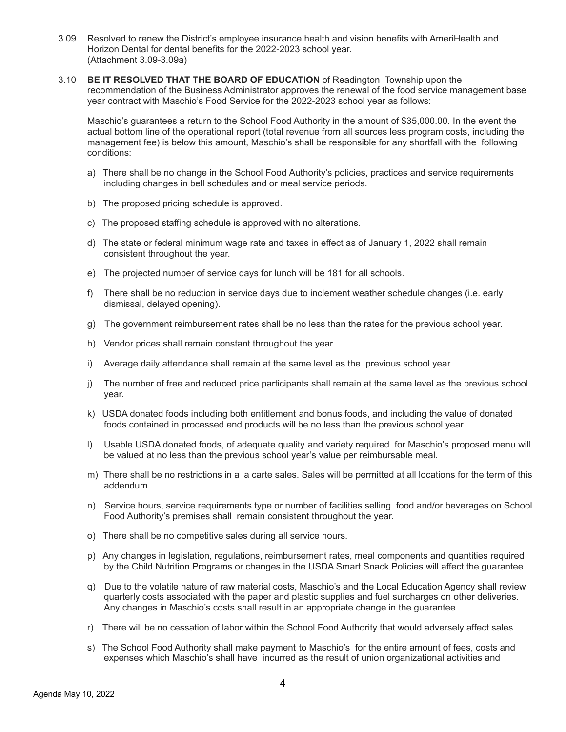3.09 Resolved to renew the District's employee insurance health and vision benefits with AmeriHealth and Horizon Dental for dental benefits for the 2022-2023 school year. (Attachment 3.09-3.09a)

3.10 **BE IT RESOLVED THAT THE BOARD OF EDUCATION** of Readington Township upon the recommendation of the Business Administrator approves the renewal of the food service management base year contract with Maschio's Food Service for the 2022-2023 school year as follows:

Maschio's guarantees a return to the School Food Authority in the amount of $35,000.00. In the event the actual bottom line of the operational report (total revenue from all sources less program costs, including the management fee) is below this amount, Maschio's shall be responsible for any shortfall with the following conditions:

a) There shall be no change in the School Food Authority's policies, practices and service requirements including changes in bell schedules and or meal service periods.

b) The proposed pricing schedule is approved.

c) The proposed staffing schedule is approved with no alterations.

d) The state or federal minimum wage rate and taxes in effect as of January 1, 2022 shall remain consistent throughout the year.

e) The projected number of service days for lunch will be 181 for all schools.

f) There shall be no reduction in service days due to inclement weather schedule changes (i.e. early dismissal, delayed opening).

g) The government reimbursement rates shall be no less than the rates for the previous school year.

h) Vendor prices shall remain constant throughout the year.

i) Average daily attendance shall remain at the same level as the previous school year.

j) The number of free and reduced price participants shall remain at the same level as the previous school year.

k) USDA donated foods including both entitlement and bonus foods, and including the value of donated foods contained in processed end products will be no less than the previous school year.

l) Usable USDA donated foods, of adequate quality and variety required for Maschio's proposed menu will be valued at no less than the previous school year's value per reimbursable meal.

m) There shall be no restrictions in a la carte sales. Sales will be permitted at all locations for the term of this addendum.

n) Service hours, service requirements type or number of facilities selling food and/or beverages on School Food Authority's premises shall remain consistent throughout the year.

o) There shall be no competitive sales during all service hours.

p) Any changes in legislation, regulations, reimbursement rates, meal components and quantities required by the Child Nutrition Programs or changes in the USDA Smart Snack Policies will affect the guarantee.

q) Due to the volatile nature of raw material costs, Maschio's and the Local Education Agency shall review quarterly costs associated with the paper and plastic supplies and fuel surcharges on other deliveries. Any changes in Maschio's costs shall result in an appropriate change in the guarantee.

r) There will be no cessation of labor within the School Food Authority that would adversely affect sales.

s) The School Food Authority shall make payment to Maschio's for the entire amount of fees, costs and expenses which Maschio's shall have incurred as the result of union organizational activities and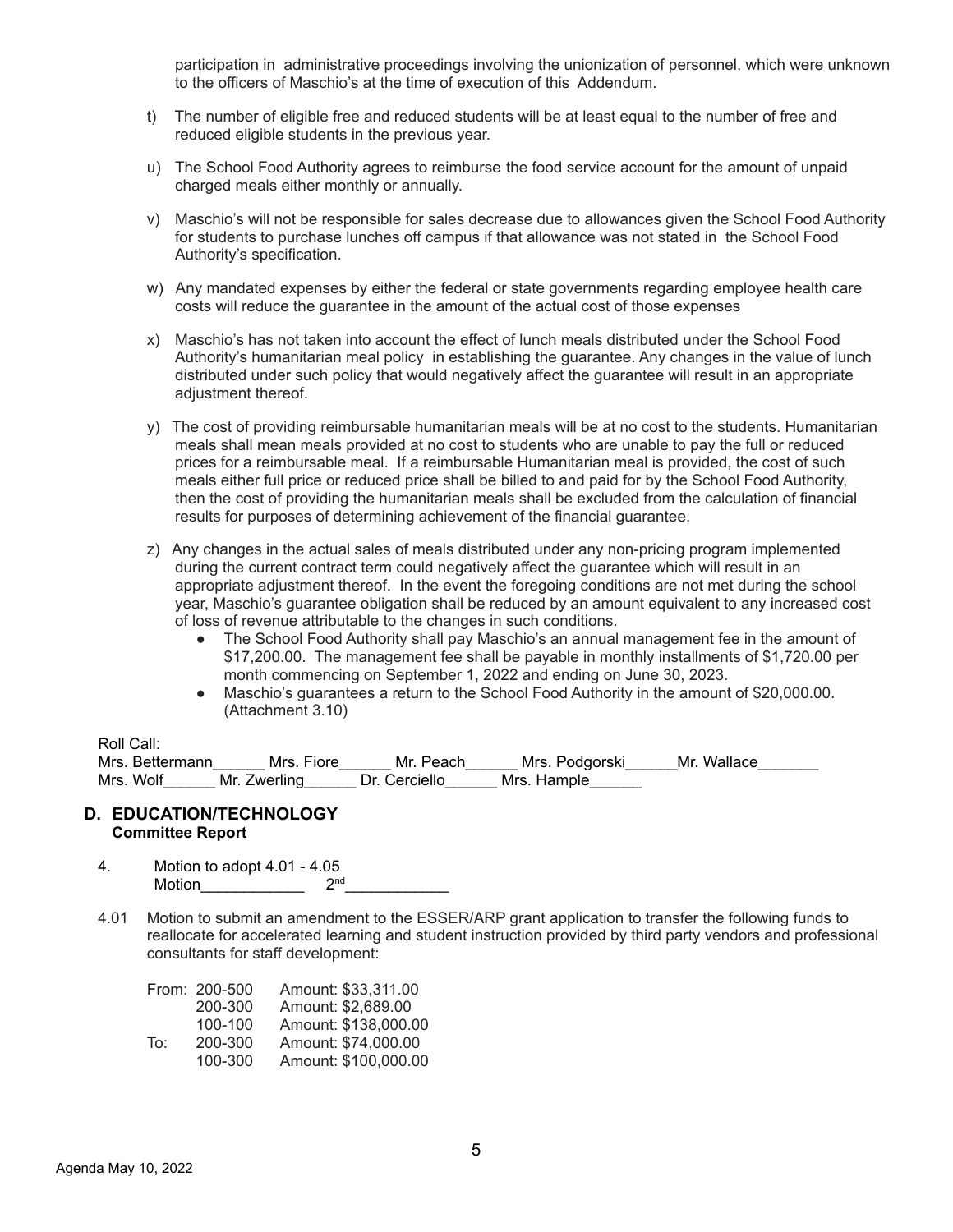participation in administrative proceedings involving the unionization of personnel, which were unknown to the officers of Maschio's at the time of execution of this Addendum.

t) The number of eligible free and reduced students will be at least equal to the number of free and reduced eligible students in the previous year.

u) The School Food Authority agrees to reimburse the food service account for the amount of unpaid charged meals either monthly or annually.

v) Maschio's will not be responsible for sales decrease due to allowances given the School Food Authority for students to purchase lunches off campus if that allowance was not stated in the School Food Authority's specification.

w) Any mandated expenses by either the federal or state governments regarding employee health care costs will reduce the guarantee in the amount of the actual cost of those expenses

x) Maschio's has not taken into account the effect of lunch meals distributed under the School Food Authority's humanitarian meal policy in establishing the guarantee. Any changes in the value of lunch distributed under such policy that would negatively affect the guarantee will result in an appropriate adjustment thereof.

y) The cost of providing reimbursable humanitarian meals will be at no cost to the students. Humanitarian meals shall mean meals provided at no cost to students who are unable to pay the full or reduced prices for a reimbursable meal. If a reimbursable Humanitarian meal is provided, the cost of such meals either full price or reduced price shall be billed to and paid for by the School Food Authority, then the cost of providing the humanitarian meals shall be excluded from the calculation of financial results for purposes of determining achievement of the financial guarantee.

z) Any changes in the actual sales of meals distributed under any non-pricing program implemented during the current contract term could negatively affect the guarantee which will result in an appropriate adjustment thereof. In the event the foregoing conditions are not met during the school year, Maschio's guarantee obligation shall be reduced by an amount equivalent to any increased cost of loss of revenue attributable to the changes in such conditions.
   - The School Food Authority shall pay Maschio's an annual management fee in the amount of $17,200.00. The management fee shall be payable in monthly installments of $1,720.00 per month commencing on September 1, 2022 and ending on June 30, 2023.
   - Maschio's guarantees a return to the School Food Authority in the amount of $20,000.00. (Attachment 3.10)

Roll Call:
Mrs. Bettermann______ Mrs. Fiore______ Mr. Peach______ Mrs. Podgorski______Mr. Wallace_______
Mrs. Wolf______ Mr. Zwerling______ Dr. Cerciello______ Mrs. Hample______

## D. EDUCATION/TECHNOLOGY
**Committee Report**

4. Motion to adopt 4.01 - 4.05
   Motion____________ 2nd____________

4.01 Motion to submit an amendment to the ESSER/ARP grant application to transfer the following funds to reallocate for accelerated learning and student instruction provided by third party vendors and professional consultants for staff development:

| | | |
|---|---|---|
| From: | 200-500 | Amount: $33,311.00 |
| | 200-300 | Amount: $2,689.00 |
| | 100-100 | Amount: $138,000.00 |
| To: | 200-300 | Amount: $74,000.00 |
| | 100-300 | Amount: $100,000.00 |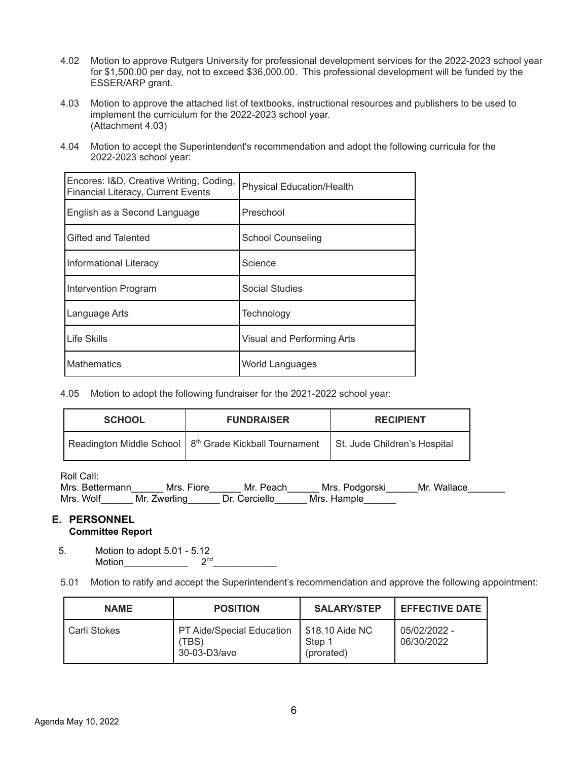4.02 Motion to approve Rutgers University for professional development services for the 2022-2023 school year for $1,500.00 per day, not to exceed $36,000.00. This professional development will be funded by the ESSER/ARP grant.

4.03 Motion to approve the attached list of textbooks, instructional resources and publishers to be used to implement the curriculum for the 2022-2023 school year. (Attachment 4.03)

4.04 Motion to accept the Superintendent's recommendation and adopt the following curricula for the 2022-2023 school year:

| | |
|---|---|
| Encores: I&D, Creative Writing, Coding, Financial Literacy, Current Events | Physical Education/Health |
| English as a Second Language | Preschool |
| Gifted and Talented | School Counseling |
| Informational Literacy | Science |
| Intervention Program | Social Studies |
| Language Arts | Technology |
| Life Skills | Visual and Performing Arts |
| Mathematics | World Languages |

4.05 Motion to adopt the following fundraiser for the 2021-2022 school year:

| SCHOOL | FUNDRAISER | RECIPIENT |
|---|---|---|
| Readington Middle School | 8th Grade Kickball Tournament | St. Jude Children's Hospital |

Roll Call:
Mrs. Bettermann______ Mrs. Fiore______ Mr. Peach______ Mrs. Podgorski______Mr. Wallace_______
Mrs. Wolf______ Mr. Zwerling______ Dr. Cerciello______ Mrs. Hample______

## E. PERSONNEL

**Committee Report**

5. Motion to adopt 5.01 - 5.12
Motion____________ 2nd____________

5.01 Motion to ratify and accept the Superintendent's recommendation and approve the following appointment:

| NAME | POSITION | SALARY/STEP | EFFECTIVE DATE |
|---|---|---|---|
| Carli Stokes | PT Aide/Special Education (TBS) 30-03-D3/avo | $18.10 Aide NC Step 1 (prorated) | 05/02/2022 - 06/30/2022 |

Agenda May 10, 2022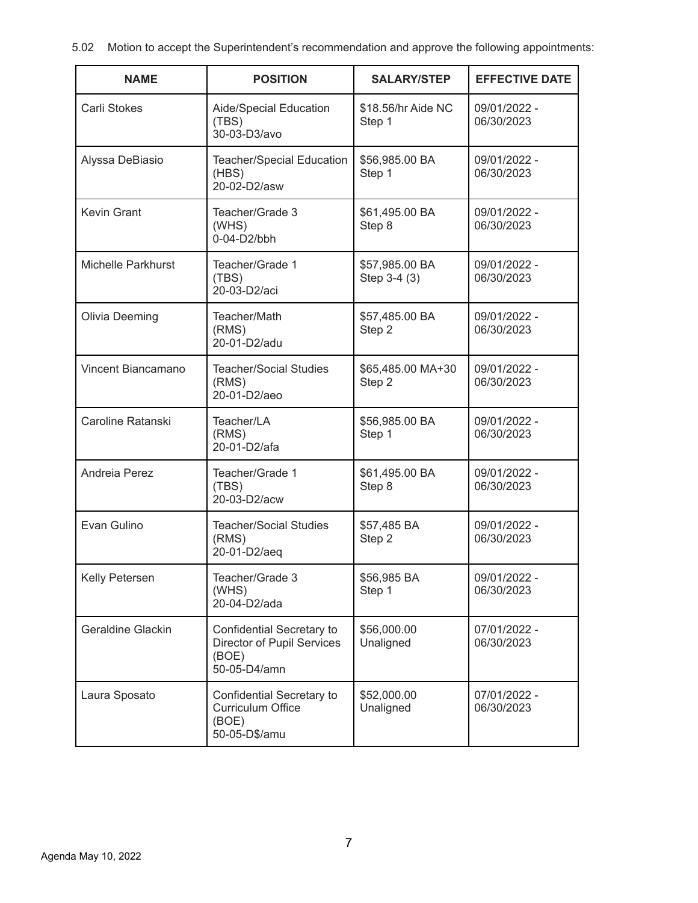5.02 Motion to accept the Superintendent's recommendation and approve the following appointments:

| NAME | POSITION | SALARY/STEP | EFFECTIVE DATE |
|---|---|---|---|
| Carli Stokes | Aide/Special Education (TBS) 30-03-D3/avo | $18.56/hr Aide NC Step 1 | 09/01/2022 - 06/30/2023 |
| Alyssa DeBiasio | Teacher/Special Education (HBS) 20-02-D2/asw | $56,985.00 BA Step 1 | 09/01/2022 - 06/30/2023 |
| Kevin Grant | Teacher/Grade 3 (WHS) 0-04-D2/bbh | $61,495.00 BA Step 8 | 09/01/2022 - 06/30/2023 |
| Michelle Parkhurst | Teacher/Grade 1 (TBS) 20-03-D2/aci | $57,985.00 BA Step 3-4 (3) | 09/01/2022 - 06/30/2023 |
| Olivia Deeming | Teacher/Math (RMS) 20-01-D2/adu | $57,485.00 BA Step 2 | 09/01/2022 - 06/30/2023 |
| Vincent Biancamano | Teacher/Social Studies (RMS) 20-01-D2/aeo | $65,485.00 MA+30 Step 2 | 09/01/2022 - 06/30/2023 |
| Caroline Ratanski | Teacher/LA (RMS) 20-01-D2/afa | $56,985.00 BA Step 1 | 09/01/2022 - 06/30/2023 |
| Andreia Perez | Teacher/Grade 1 (TBS) 20-03-D2/acw | $61,495.00 BA Step 8 | 09/01/2022 - 06/30/2023 |
| Evan Gulino | Teacher/Social Studies (RMS) 20-01-D2/aeq | $57,485 BA Step 2 | 09/01/2022 - 06/30/2023 |
| Kelly Petersen | Teacher/Grade 3 (WHS) 20-04-D2/ada | $56,985 BA Step 1 | 09/01/2022 - 06/30/2023 |
| Geraldine Glackin | Confidential Secretary to Director of Pupil Services (BOE) 50-05-D4/amn | $56,000.00 Unaligned | 07/01/2022 - 06/30/2023 |
| Laura Sposato | Confidential Secretary to Curriculum Office (BOE) 50-05-D$/amu | $52,000.00 Unaligned | 07/01/2022 - 06/30/2023 |

Agenda May 10, 2022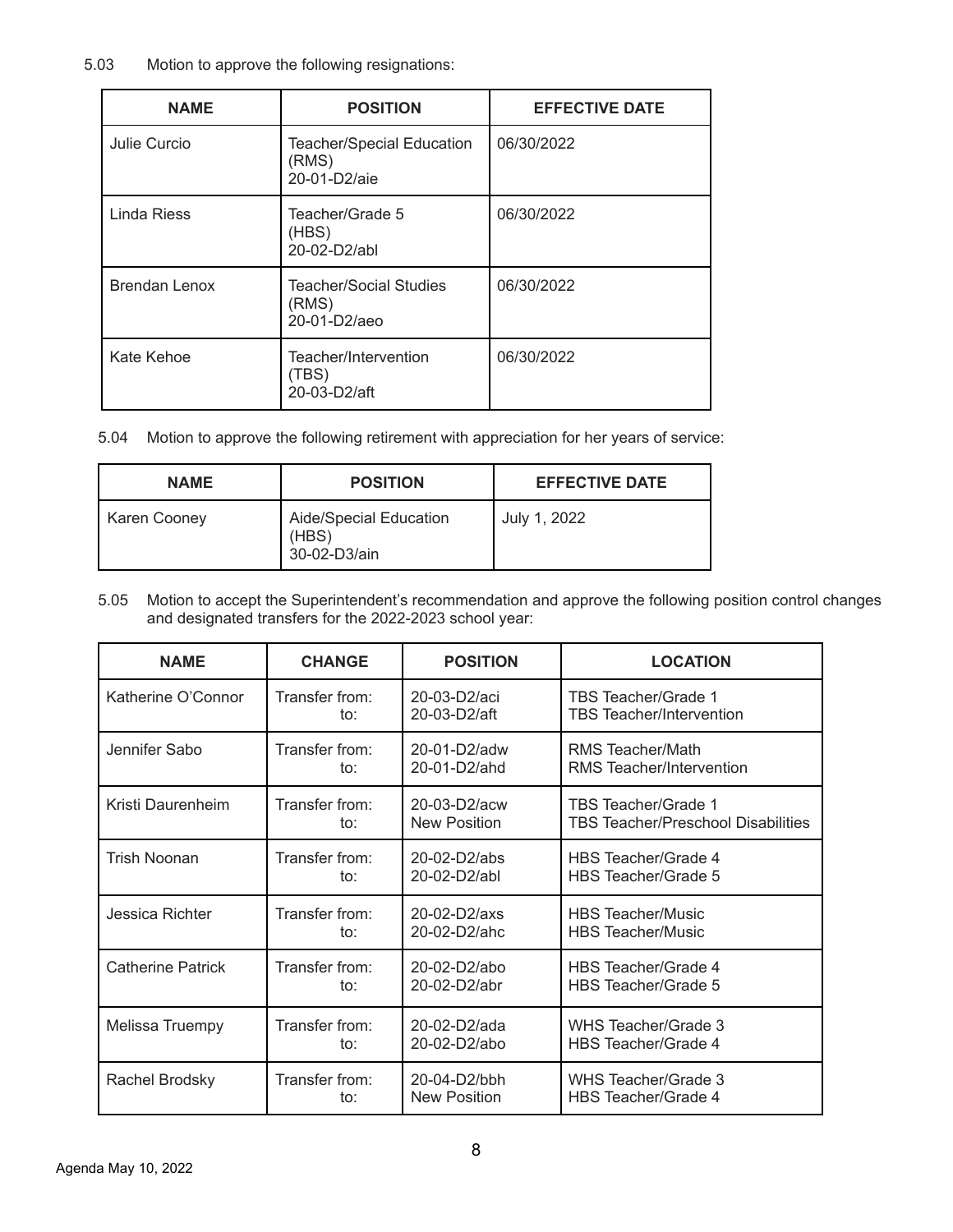5.03 Motion to approve the following resignations:

| NAME | POSITION | EFFECTIVE DATE |
| --- | --- | --- |
| Julie Curcio | Teacher/Special Education (RMS) 20-01-D2/aie | 06/30/2022 |
| Linda Riess | Teacher/Grade 5 (HBS) 20-02-D2/abl | 06/30/2022 |
| Brendan Lenox | Teacher/Social Studies (RMS) 20-01-D2/aeo | 06/30/2022 |
| Kate Kehoe | Teacher/Intervention (TBS) 20-03-D2/aft | 06/30/2022 |

5.04 Motion to approve the following retirement with appreciation for her years of service:

| NAME | POSITION | EFFECTIVE DATE |
| --- | --- | --- |
| Karen Cooney | Aide/Special Education (HBS) 30-02-D3/ain | July 1, 2022 |

5.05 Motion to accept the Superintendent's recommendation and approve the following position control changes and designated transfers for the 2022-2023 school year:

| NAME | CHANGE | POSITION | LOCATION |
| --- | --- | --- | --- |
| Katherine O'Connor | Transfer from: to: | 20-03-D2/aci 20-03-D2/aft | TBS Teacher/Grade 1 TBS Teacher/Intervention |
| Jennifer Sabo | Transfer from: to: | 20-01-D2/adw 20-01-D2/ahd | RMS Teacher/Math RMS Teacher/Intervention |
| Kristi Daurenheim | Transfer from: to: | 20-03-D2/acw New Position | TBS Teacher/Grade 1 TBS Teacher/Preschool Disabilities |
| Trish Noonan | Transfer from: to: | 20-02-D2/abs 20-02-D2/abl | HBS Teacher/Grade 4 HBS Teacher/Grade 5 |
| Jessica Richter | Transfer from: to: | 20-02-D2/axs 20-02-D2/ahc | HBS Teacher/Music HBS Teacher/Music |
| Catherine Patrick | Transfer from: to: | 20-02-D2/abo 20-02-D2/abr | HBS Teacher/Grade 4 HBS Teacher/Grade 5 |
| Melissa Truempy | Transfer from: to: | 20-02-D2/ada 20-02-D2/abo | WHS Teacher/Grade 3 HBS Teacher/Grade 4 |
| Rachel Brodsky | Transfer from: to: | 20-04-D2/bbh New Position | WHS Teacher/Grade 3 HBS Teacher/Grade 4 |

Agenda May 10, 2022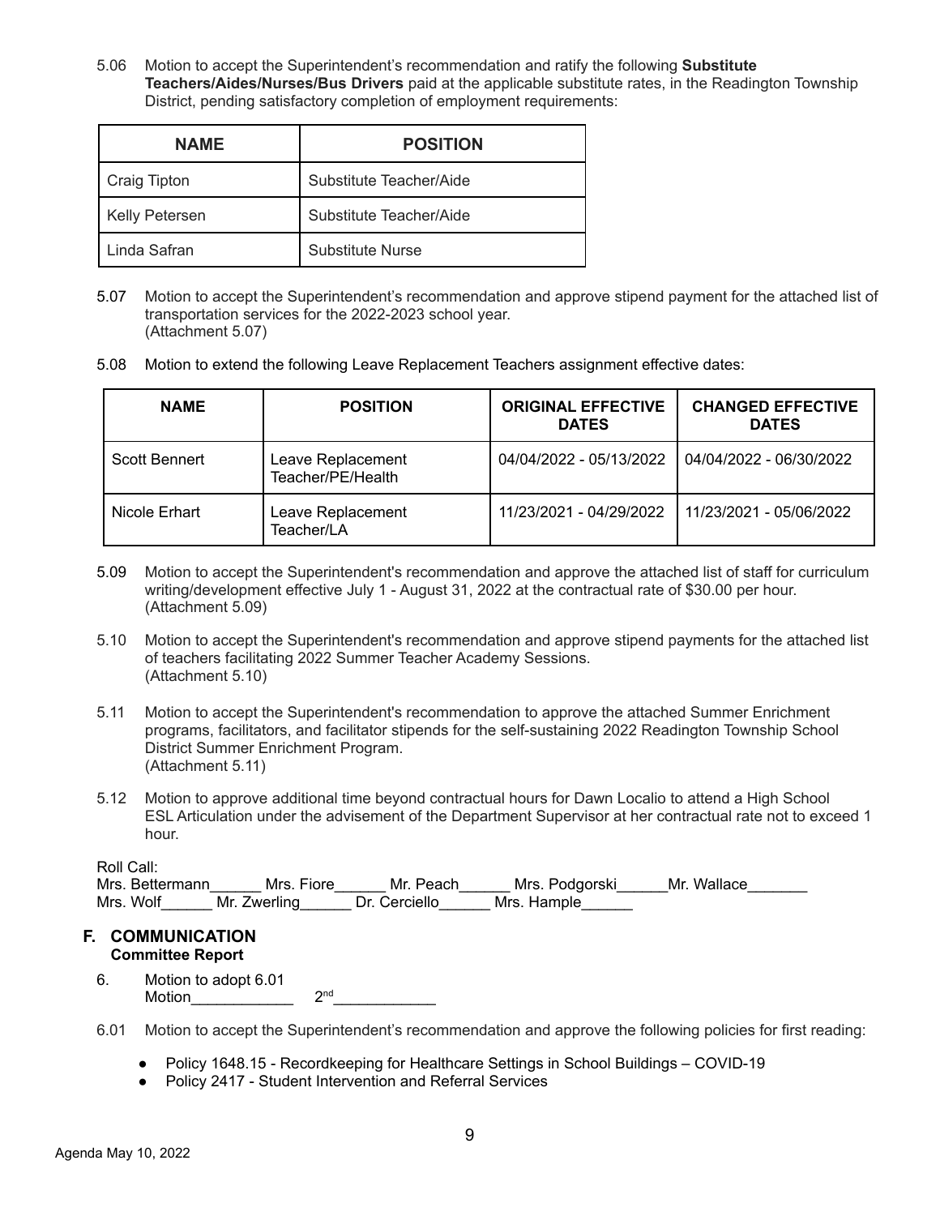5.06 Motion to accept the Superintendent's recommendation and ratify the following **Substitute Teachers/Aides/Nurses/Bus Drivers** paid at the applicable substitute rates, in the Readington Township District, pending satisfactory completion of employment requirements:

| NAME | POSITION |
|---|---|
| Craig Tipton | Substitute Teacher/Aide |
| Kelly Petersen | Substitute Teacher/Aide |
| Linda Safran | Substitute Nurse |

5.07 Motion to accept the Superintendent's recommendation and approve stipend payment for the attached list of transportation services for the 2022-2023 school year.
(Attachment 5.07)

5.08 Motion to extend the following Leave Replacement Teachers assignment effective dates:

| NAME | POSITION | ORIGINAL EFFECTIVE DATES | CHANGED EFFECTIVE DATES |
|---|---|---|---|
| Scott Bennert | Leave Replacement Teacher/PE/Health | 04/04/2022 - 05/13/2022 | 04/04/2022 - 06/30/2022 |
| Nicole Erhart | Leave Replacement Teacher/LA | 11/23/2021 - 04/29/2022 | 11/23/2021 - 05/06/2022 |

5.09 Motion to accept the Superintendent's recommendation and approve the attached list of staff for curriculum writing/development effective July 1 - August 31, 2022 at the contractual rate of $30.00 per hour.
(Attachment 5.09)

5.10 Motion to accept the Superintendent's recommendation and approve stipend payments for the attached list of teachers facilitating 2022 Summer Teacher Academy Sessions.
(Attachment 5.10)

5.11 Motion to accept the Superintendent's recommendation to approve the attached Summer Enrichment programs, facilitators, and facilitator stipends for the self-sustaining 2022 Readington Township School District Summer Enrichment Program.
(Attachment 5.11)

5.12 Motion to approve additional time beyond contractual hours for Dawn Localio to attend a High School ESL Articulation under the advisement of the Department Supervisor at her contractual rate not to exceed 1 hour.

Roll Call:
Mrs. Bettermann______ Mrs. Fiore______ Mr. Peach______ Mrs. Podgorski______Mr. Wallace_______
Mrs. Wolf______ Mr. Zwerling______ Dr. Cerciello______ Mrs. Hample______

## F. COMMUNICATION

**Committee Report**

6. Motion to adopt 6.01
Motion____________ 2nd____________

6.01 Motion to accept the Superintendent's recommendation and approve the following policies for first reading:

- Policy 1648.15 - Recordkeeping for Healthcare Settings in School Buildings – COVID-19
- Policy 2417 - Student Intervention and Referral Services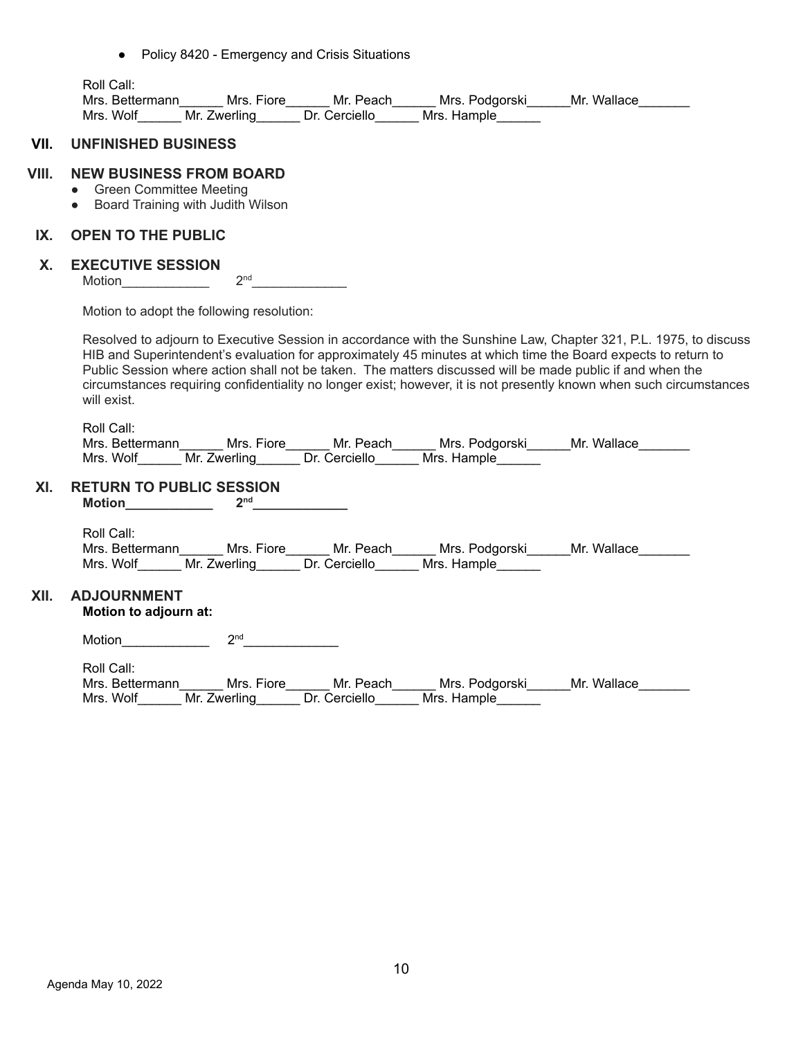- Policy 8420 - Emergency and Crisis Situations

Roll Call:
Mrs. Bettermann______ Mrs. Fiore______ Mr. Peach______ Mrs. Podgorski______Mr. Wallace_______
Mrs. Wolf______ Mr. Zwerling______ Dr. Cerciello______ Mrs. Hample______

## VII. UNFINISHED BUSINESS

## VIII. NEW BUSINESS FROM BOARD

- Green Committee Meeting
- Board Training with Judith Wilson

## IX. OPEN TO THE PUBLIC

## X. EXECUTIVE SESSION

Motion____________ 2nd_____________

Motion to adopt the following resolution:

Resolved to adjourn to Executive Session in accordance with the Sunshine Law, Chapter 321, P.L. 1975, to discuss HIB and Superintendent's evaluation for approximately 45 minutes at which time the Board expects to return to Public Session where action shall not be taken. The matters discussed will be made public if and when the circumstances requiring confidentiality no longer exist; however, it is not presently known when such circumstances will exist.

Roll Call:
Mrs. Bettermann______ Mrs. Fiore______ Mr. Peach______ Mrs. Podgorski______Mr. Wallace_______
Mrs. Wolf______ Mr. Zwerling______ Dr. Cerciello______ Mrs. Hample______

## XI. RETURN TO PUBLIC SESSION

**Motion____________ 2nd_____________**

Roll Call:
Mrs. Bettermann______ Mrs. Fiore______ Mr. Peach______ Mrs. Podgorski______Mr. Wallace_______
Mrs. Wolf______ Mr. Zwerling______ Dr. Cerciello______ Mrs. Hample______

## XII. ADJOURNMENT

**Motion to adjourn at:**

Motion____________ 2nd_____________

Roll Call:
Mrs. Bettermann______ Mrs. Fiore______ Mr. Peach______ Mrs. Podgorski______Mr. Wallace_______
Mrs. Wolf______ Mr. Zwerling______ Dr. Cerciello______ Mrs. Hample______